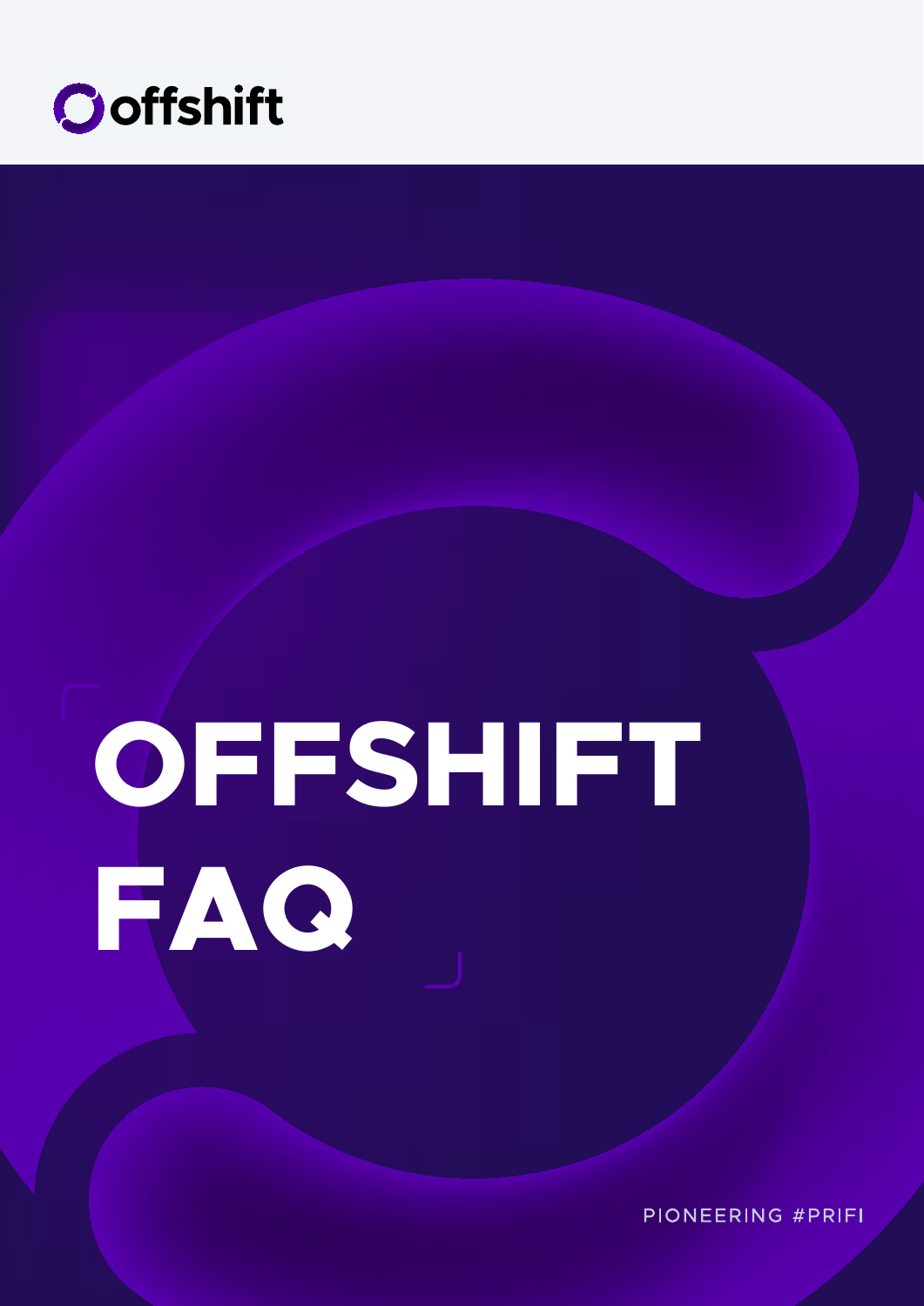offshift

# OFFSHIFT FAQ

PIONEERING #PRIFI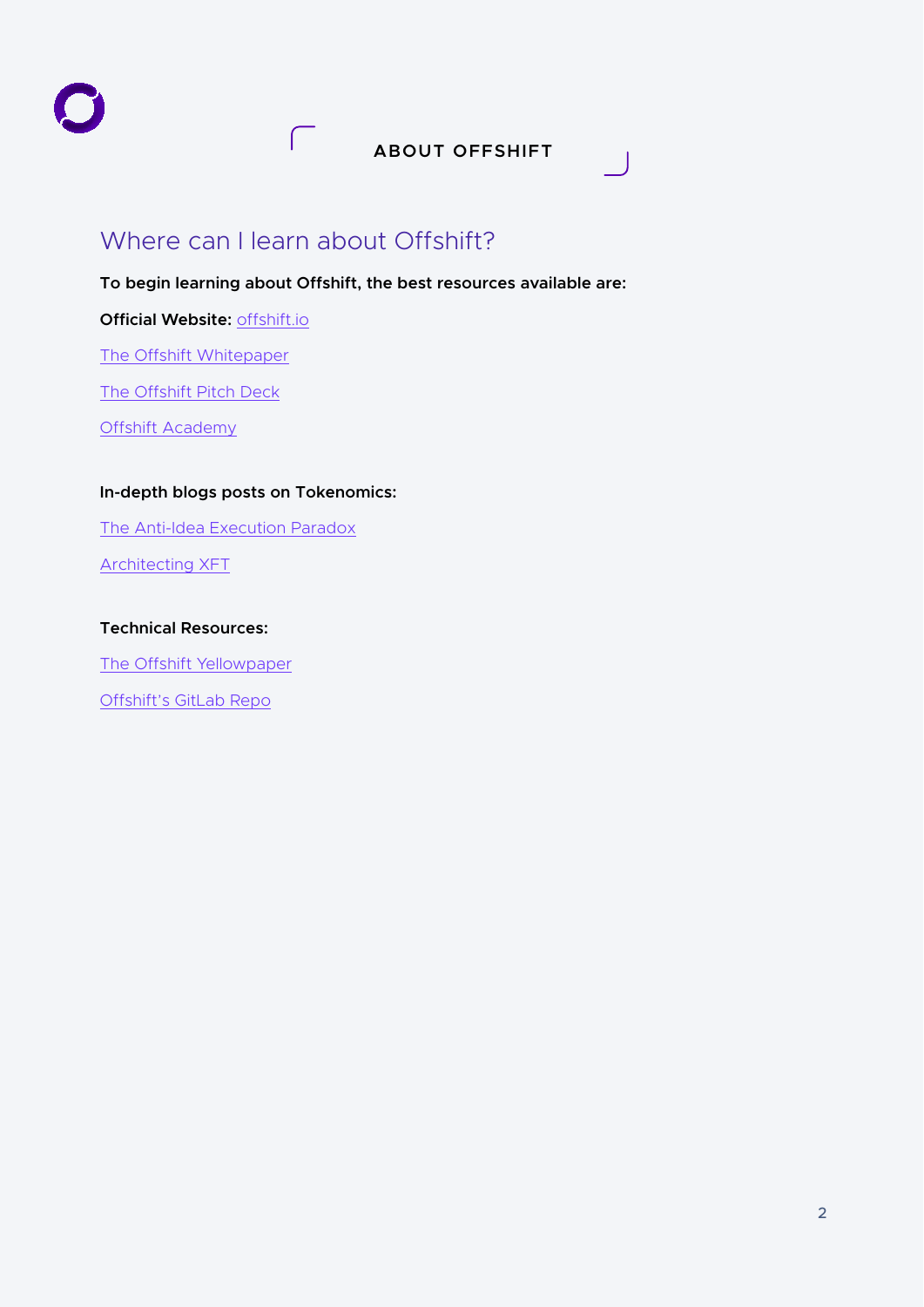# ABOUT OFFSHIFT

## Where can I learn about Offshift?

**To begin learning about Offshift, the best resources available are:**

**Official Website:** offshift.io

The Offshift Whitepaper

The Offshift Pitch Deck

Offshift Academy

**In-depth blogs posts on Tokenomics:**

The Anti-Idea Execution Paradox

Architecting XFT

**Technical Resources:**

The Offshift Yellowpaper

Offshift's GitLab Repo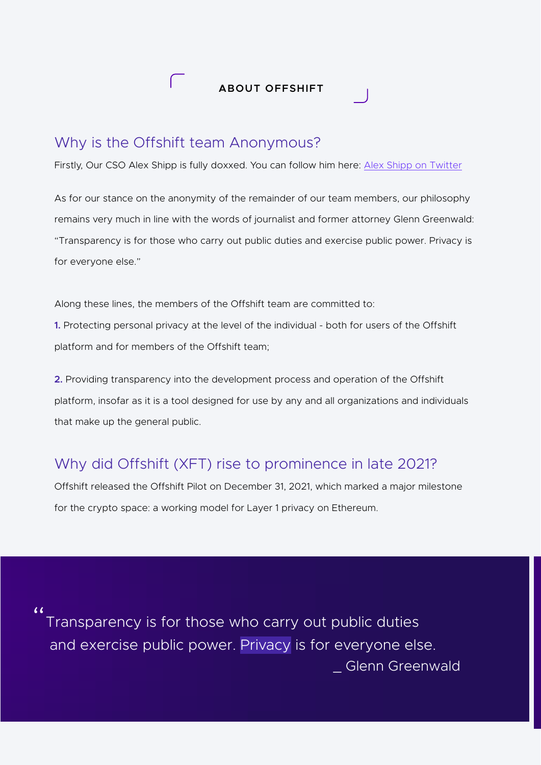## ABOUT OFFSHIFT

### Why is the Offshift team Anonymous?

Firstly, Our CSO Alex Shipp is fully doxxed. You can follow him here: [Alex Shipp on Twitter]

As for our stance on the anonymity of the remainder of our team members, our philosophy remains very much in line with the words of journalist and former attorney Glenn Greenwald: "Transparency is for those who carry out public duties and exercise public power. Privacy is for everyone else."

Along these lines, the members of the Offshift team are committed to:

**1.** Protecting personal privacy at the level of the individual - both for users of the Offshift platform and for members of the Offshift team;

**2.** Providing transparency into the development process and operation of the Offshift platform, insofar as it is a tool designed for use by any and all organizations and individuals that make up the general public.

### Why did Offshift (XFT) rise to prominence in late 2021?

Offshift released the Offshift Pilot on December 31, 2021, which marked a major milestone for the crypto space: a working model for Layer 1 privacy on Ethereum.

> "Transparency is for those who carry out public duties and exercise public power. Privacy is for everyone else.
>
> _ Glenn Greenwald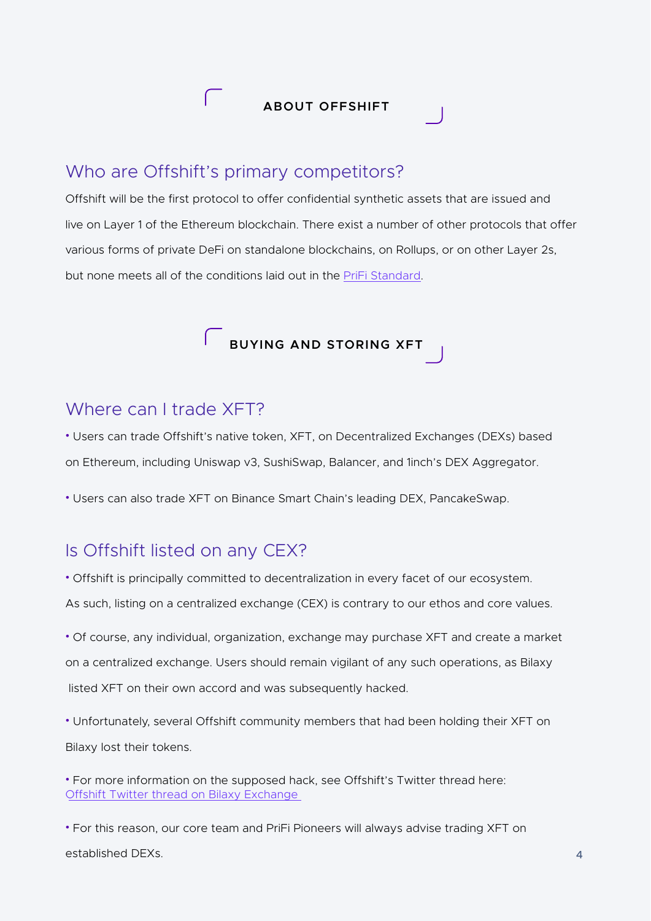## ABOUT OFFSHIFT

### Who are Offshift's primary competitors?

Offshift will be the first protocol to offer confidential synthetic assets that are issued and live on Layer 1 of the Ethereum blockchain. There exist a number of other protocols that offer various forms of private DeFi on standalone blockchains, on Rollups, or on other Layer 2s, but none meets all of the conditions laid out in the PriFi Standard.

## BUYING AND STORING XFT

### Where can I trade XFT?

- Users can trade Offshift's native token, XFT, on Decentralized Exchanges (DEXs) based on Ethereum, including Uniswap v3, SushiSwap, Balancer, and 1inch's DEX Aggregator.
- Users can also trade XFT on Binance Smart Chain's leading DEX, PancakeSwap.

### Is Offshift listed on any CEX?

- Offshift is principally committed to decentralization in every facet of our ecosystem. As such, listing on a centralized exchange (CEX) is contrary to our ethos and core values.
- Of course, any individual, organization, exchange may purchase XFT and create a market on a centralized exchange. Users should remain vigilant of any such operations, as Bilaxy listed XFT on their own accord and was subsequently hacked.
- Unfortunately, several Offshift community members that had been holding their XFT on Bilaxy lost their tokens.
- For more information on the supposed hack, see Offshift's Twitter thread here: Offshift Twitter thread on Bilaxy Exchange
- For this reason, our core team and PriFi Pioneers will always advise trading XFT on established DEXs.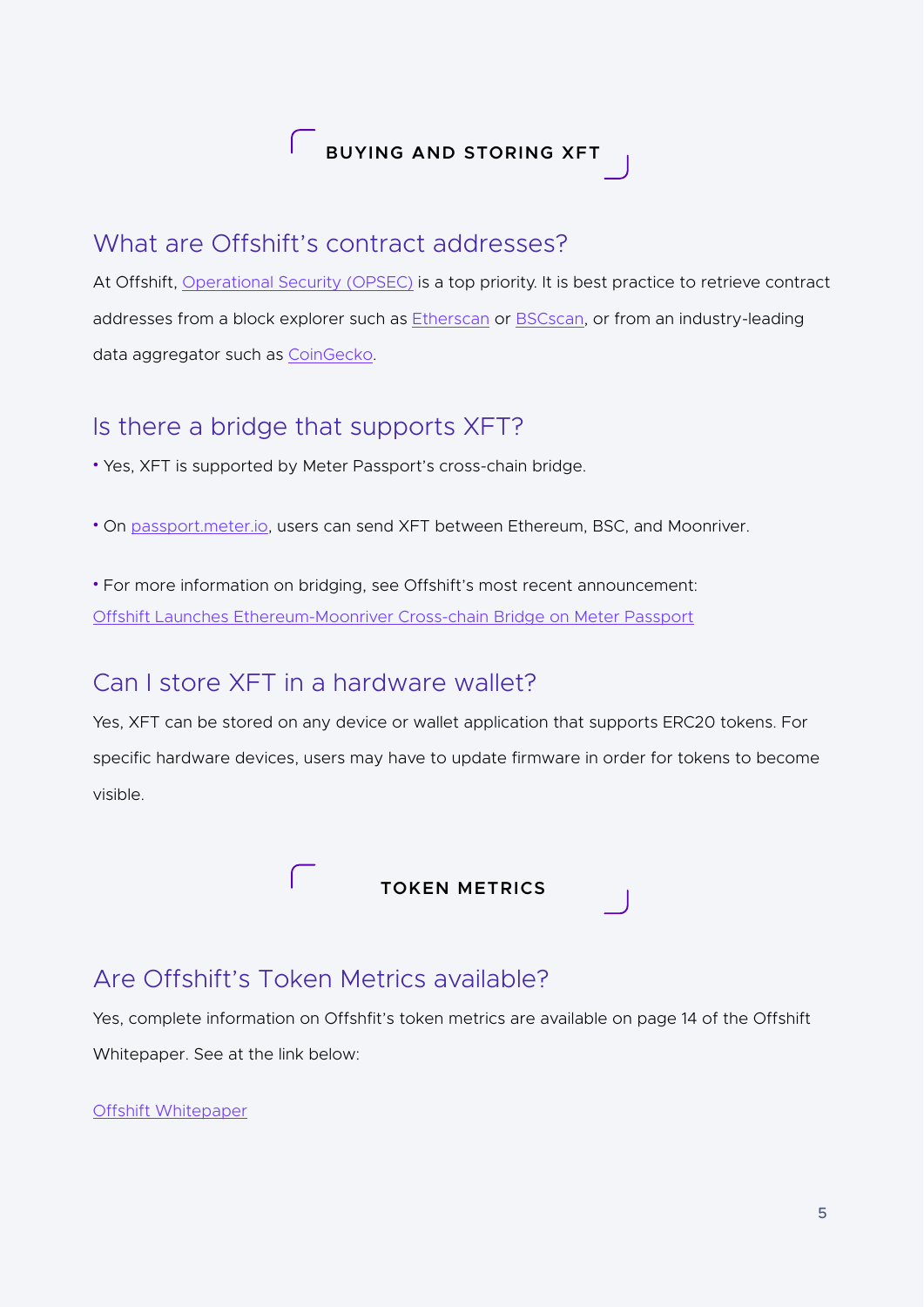## BUYING AND STORING XFT

### What are Offshift's contract addresses?

At Offshift, Operational Security (OPSEC) is a top priority. It is best practice to retrieve contract addresses from a block explorer such as Etherscan or BSCscan, or from an industry-leading data aggregator such as CoinGecko.

### Is there a bridge that supports XFT?

- Yes, XFT is supported by Meter Passport's cross-chain bridge.
- On passport.meter.io, users can send XFT between Ethereum, BSC, and Moonriver.
- For more information on bridging, see Offshift's most recent announcement: Offshift Launches Ethereum-Moonriver Cross-chain Bridge on Meter Passport

### Can I store XFT in a hardware wallet?

Yes, XFT can be stored on any device or wallet application that supports ERC20 tokens. For specific hardware devices, users may have to update firmware in order for tokens to become visible.

## TOKEN METRICS

### Are Offshift's Token Metrics available?

Yes, complete information on Offshfit's token metrics are available on page 14 of the Offshift Whitepaper. See at the link below:

Offshift Whitepaper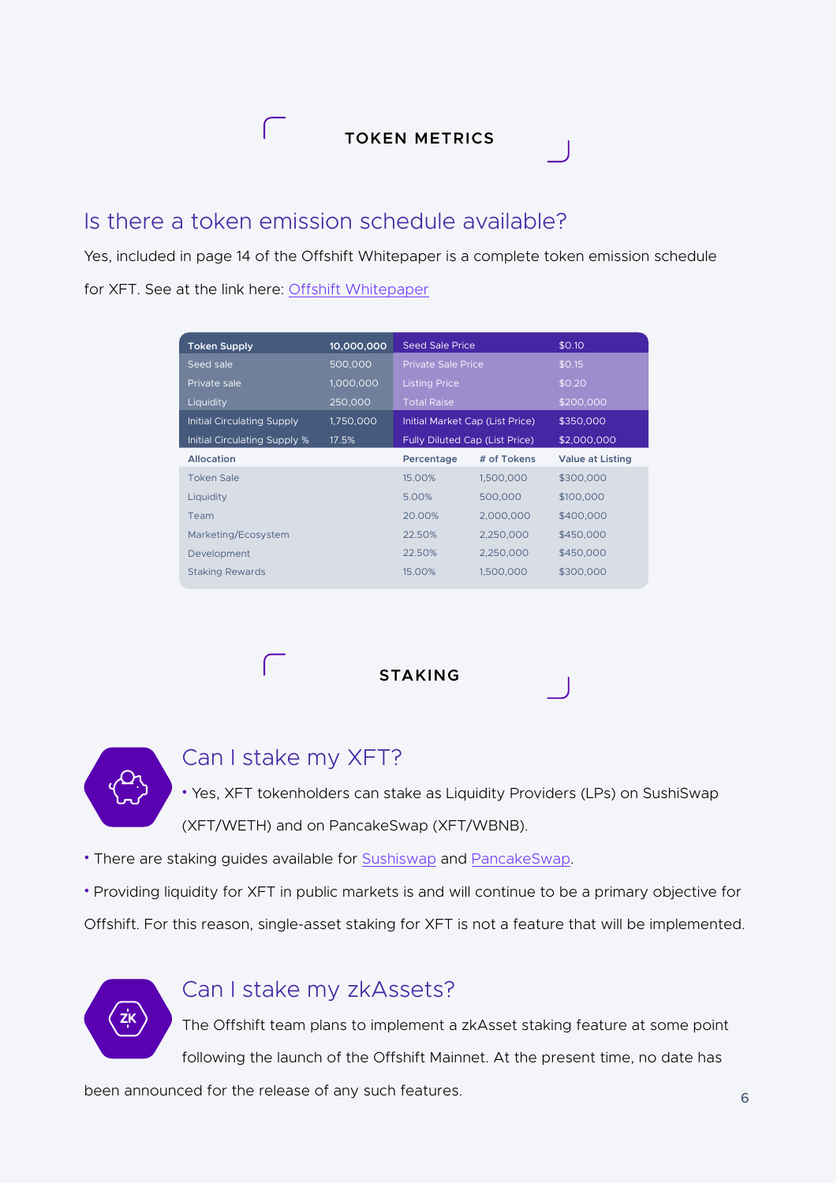## TOKEN METRICS

### Is there a token emission schedule available?

Yes, included in page 14 of the Offshift Whitepaper is a complete token emission schedule for XFT. See at the link here: Offshift Whitepaper

| Token Supply | 10,000,000 | Seed Sale Price | | $0.10 |
|---|---|---|---|---|
| Seed sale | 500,000 | Private Sale Price | | $0.15 |
| Private sale | 1,000,000 | Listing Price | | $0.20 |
| Liquidity | 250,000 | Total Raise | | $200,000 |
| Initial Circulating Supply | 1,750,000 | Initial Market Cap (List Price) | | $350,000 |
| Initial Circulating Supply % | 17.5% | Fully Diluted Cap (List Price) | | $2,000,000 |
| **Allocation** | | **Percentage** | **# of Tokens** | **Value at Listing** |
| Token Sale | | 15.00% | 1,500,000 | $300,000 |
| Liquidity | | 5.00% | 500,000 | $100,000 |
| Team | | 20.00% | 2,000,000 | $400,000 |
| Marketing/Ecosystem | | 22.50% | 2,250,000 | $450,000 |
| Development | | 22.50% | 2,250,000 | $450,000 |
| Staking Rewards | | 15.00% | 1,500,000 | $300,000 |

## STAKING

### Can I stake my XFT?

- Yes, XFT tokenholders can stake as Liquidity Providers (LPs) on SushiSwap (XFT/WETH) and on PancakeSwap (XFT/WBNB).
- There are staking guides available for Sushiswap and PancakeSwap.
- Providing liquidity for XFT in public markets is and will continue to be a primary objective for Offshift. For this reason, single-asset staking for XFT is not a feature that will be implemented.

### Can I stake my zkAssets?

The Offshift team plans to implement a zkAsset staking feature at some point following the launch of the Offshift Mainnet. At the present time, no date has been announced for the release of any such features.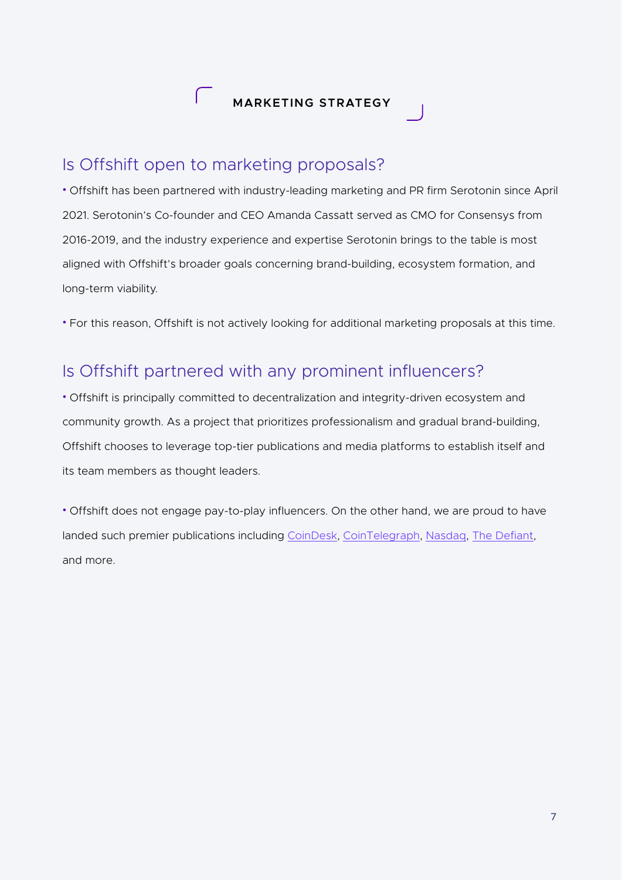# MARKETING STRATEGY

## Is Offshift open to marketing proposals?

- Offshift has been partnered with industry-leading marketing and PR firm Serotonin since April 2021. Serotonin's Co-founder and CEO Amanda Cassatt served as CMO for Consensys from 2016-2019, and the industry experience and expertise Serotonin brings to the table is most aligned with Offshift's broader goals concerning brand-building, ecosystem formation, and long-term viability.

- For this reason, Offshift is not actively looking for additional marketing proposals at this time.

## Is Offshift partnered with any prominent influencers?

- Offshift is principally committed to decentralization and integrity-driven ecosystem and community growth. As a project that prioritizes professionalism and gradual brand-building, Offshift chooses to leverage top-tier publications and media platforms to establish itself and its team members as thought leaders.

- Offshift does not engage pay-to-play influencers. On the other hand, we are proud to have landed such premier publications including CoinDesk, CoinTelegraph, Nasdaq, The Defiant, and more.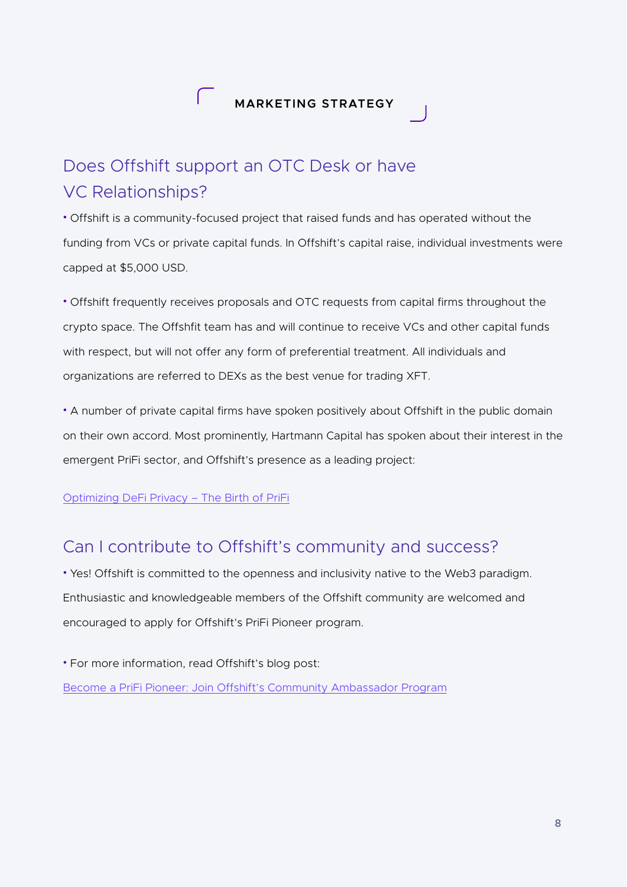## MARKETING STRATEGY

### Does Offshift support an OTC Desk or have VC Relationships?

- Offshift is a community-focused project that raised funds and has operated without the funding from VCs or private capital funds. In Offshift's capital raise, individual investments were capped at $5,000 USD.

- Offshift frequently receives proposals and OTC requests from capital firms throughout the crypto space. The Offshfit team has and will continue to receive VCs and other capital funds with respect, but will not offer any form of preferential treatment. All individuals and organizations are referred to DEXs as the best venue for trading XFT.

- A number of private capital firms have spoken positively about Offshift in the public domain on their own accord. Most prominently, Hartmann Capital has spoken about their interest in the emergent PriFi sector, and Offshift's presence as a leading project:

Optimizing DeFi Privacy – The Birth of PriFi

### Can I contribute to Offshift's community and success?

- Yes! Offshift is committed to the openness and inclusivity native to the Web3 paradigm. Enthusiastic and knowledgeable members of the Offshift community are welcomed and encouraged to apply for Offshift's PriFi Pioneer program.

- For more information, read Offshift's blog post:
Become a PriFi Pioneer: Join Offshift's Community Ambassador Program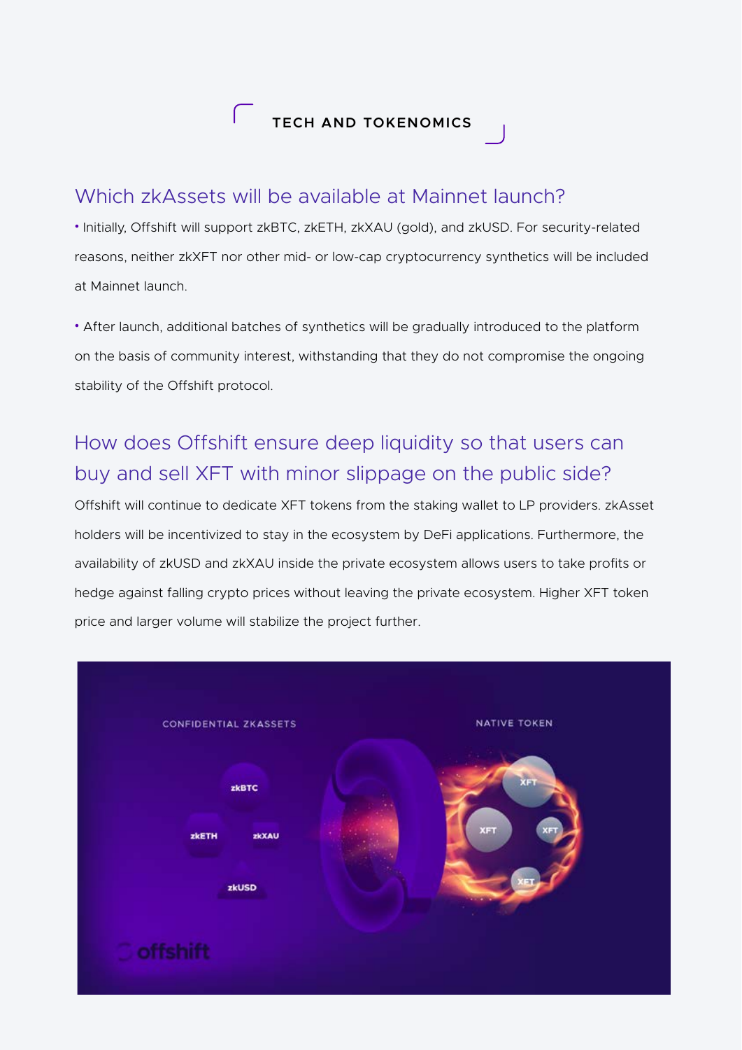# TECH AND TOKENOMICS

## Which zkAssets will be available at Mainnet launch?

- Initially, Offshift will support zkBTC, zkETH, zkXAU (gold), and zkUSD. For security-related reasons, neither zkXFT nor other mid- or low-cap cryptocurrency synthetics will be included at Mainnet launch.

- After launch, additional batches of synthetics will be gradually introduced to the platform on the basis of community interest, withstanding that they do not compromise the ongoing stability of the Offshift protocol.

## How does Offshift ensure deep liquidity so that users can buy and sell XFT with minor slippage on the public side?

Offshift will continue to dedicate XFT tokens from the staking wallet to LP providers. zkAsset holders will be incentivized to stay in the ecosystem by DeFi applications. Furthermore, the availability of zkUSD and zkXAU inside the private ecosystem allows users to take profits or hedge against falling crypto prices without leaving the private ecosystem. Higher XFT token price and larger volume will stabilize the project further.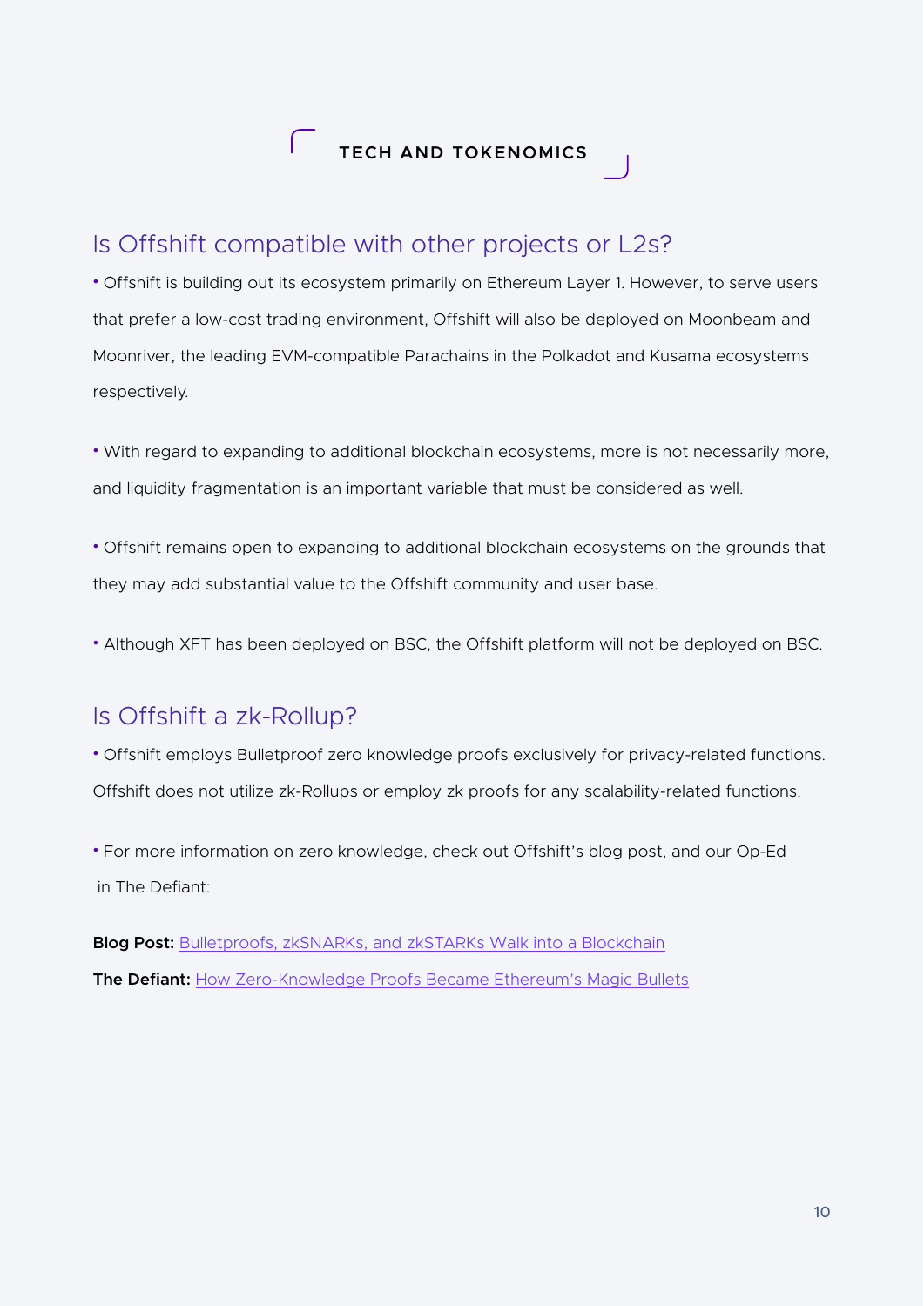# TECH AND TOKENOMICS

## Is Offshift compatible with other projects or L2s?

- Offshift is building out its ecosystem primarily on Ethereum Layer 1. However, to serve users that prefer a low-cost trading environment, Offshift will also be deployed on Moonbeam and Moonriver, the leading EVM-compatible Parachains in the Polkadot and Kusama ecosystems respectively.

- With regard to expanding to additional blockchain ecosystems, more is not necessarily more, and liquidity fragmentation is an important variable that must be considered as well.

- Offshift remains open to expanding to additional blockchain ecosystems on the grounds that they may add substantial value to the Offshift community and user base.

- Although XFT has been deployed on BSC, the Offshift platform will not be deployed on BSC.

## Is Offshift a zk-Rollup?

- Offshift employs Bulletproof zero knowledge proofs exclusively for privacy-related functions. Offshift does not utilize zk-Rollups or employ zk proofs for any scalability-related functions.

- For more information on zero knowledge, check out Offshift's blog post, and our Op-Ed in The Defiant:

**Blog Post:** Bulletproofs, zkSNARKs, and zkSTARKs Walk into a Blockchain

**The Defiant:** How Zero-Knowledge Proofs Became Ethereum's Magic Bullets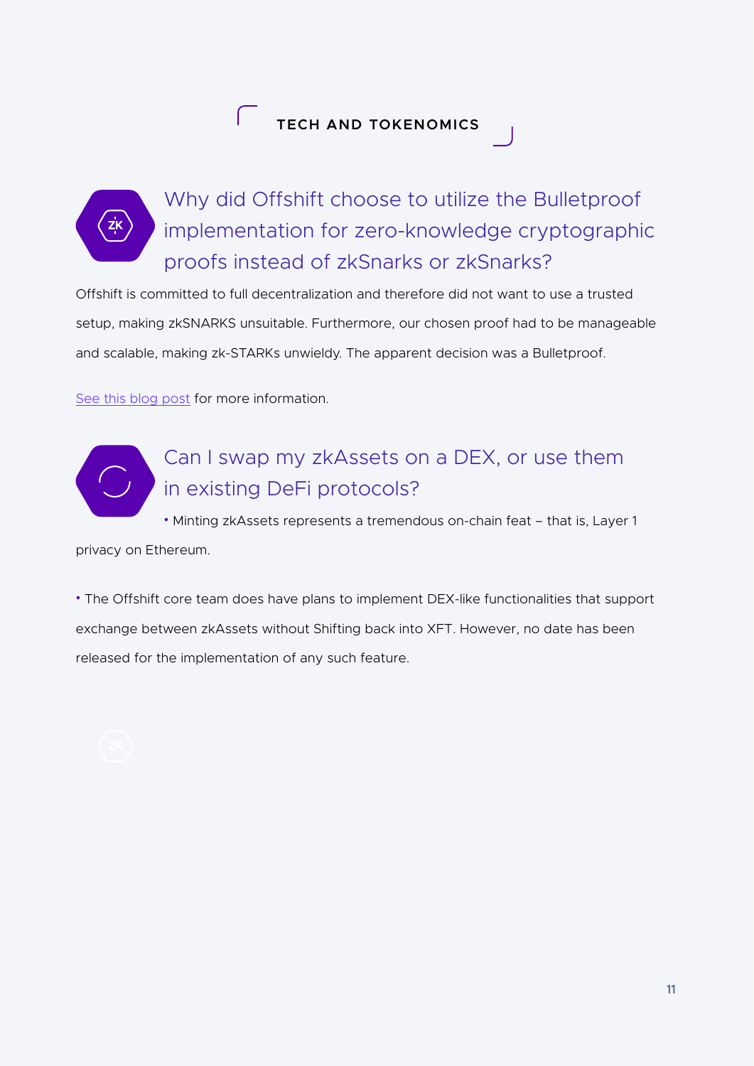# TECH AND TOKENOMICS

## Why did Offshift choose to utilize the Bulletproof implementation for zero-knowledge cryptographic proofs instead of zkSnarks or zkSnarks?

Offshift is committed to full decentralization and therefore did not want to use a trusted setup, making zkSNARKS unsuitable. Furthermore, our chosen proof had to be manageable and scalable, making zk-STARKs unwieldy. The apparent decision was a Bulletproof.

See this blog post for more information.

## Can I swap my zkAssets on a DEX, or use them in existing DeFi protocols?

- Minting zkAssets represents a tremendous on-chain feat – that is, Layer 1 privacy on Ethereum.

- The Offshift core team does have plans to implement DEX-like functionalities that support exchange between zkAssets without Shifting back into XFT. However, no date has been released for the implementation of any such feature.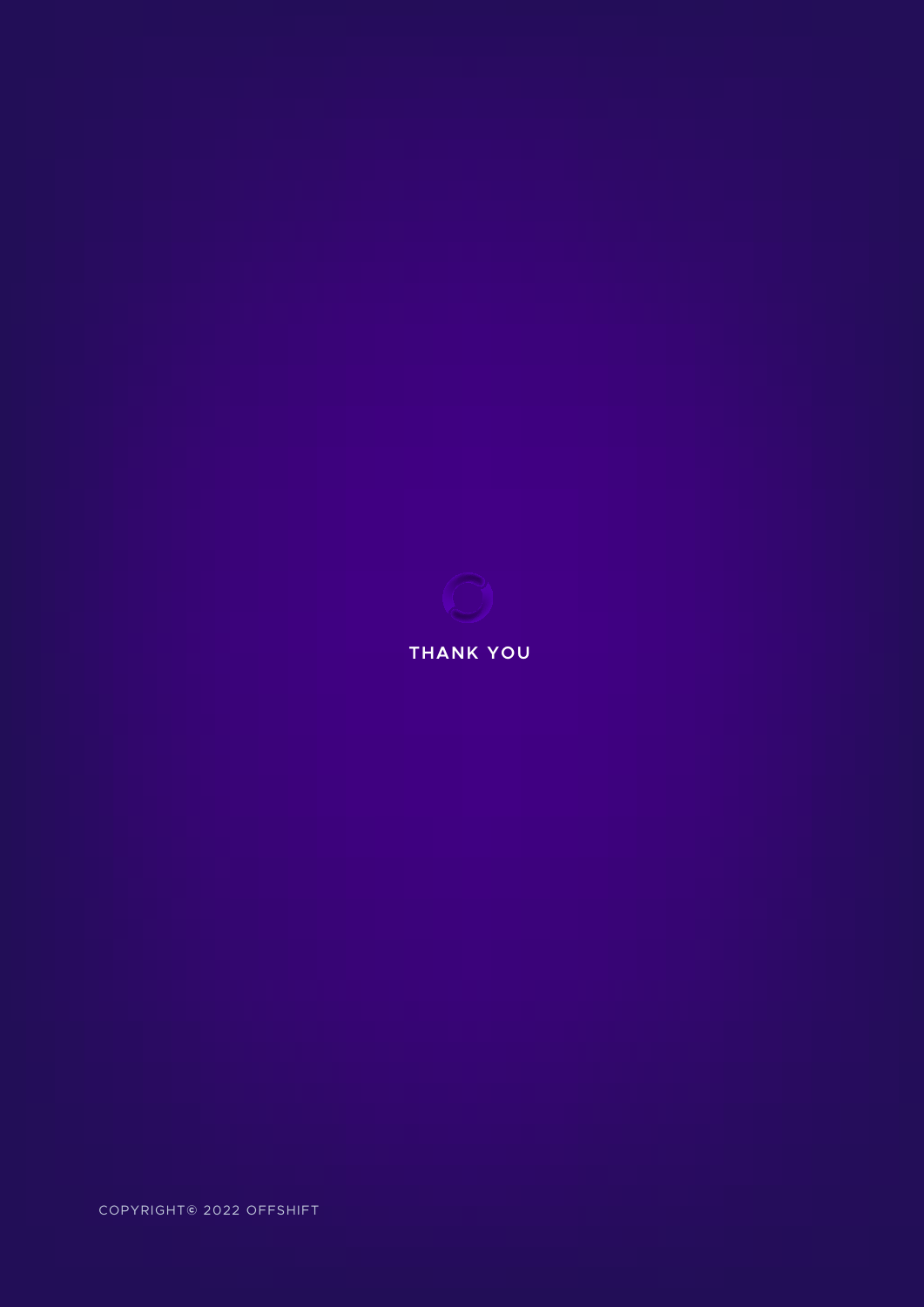THANK YOU

COPYRIGHT© 2022 OFFSHIFT